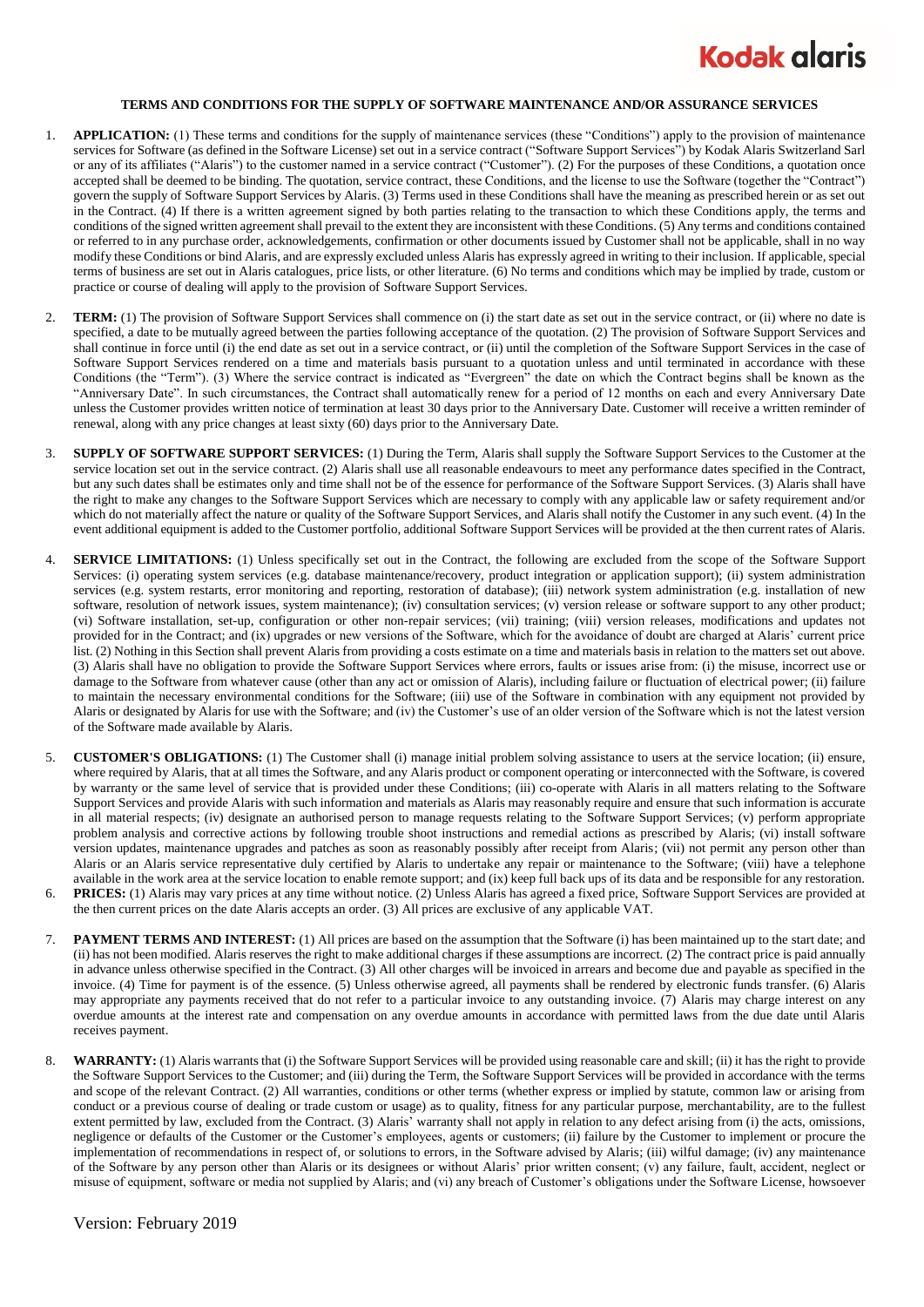# TERMS AND CONDITIONS FOR THE SUPPLY OF SOFTWARE MAINTENANCE AND/OR ASSURANCE SERVICES

1. **APPLICATION:** (1) These terms and conditions for the supply of maintenance services (these "Conditions") apply to the provision of maintenance services for Software (as defined in the Software License) set out in a service contract ("Software Support Services") by Kodak Alaris Switzerland Sarl or any of its affiliates ("Alaris") to the customer named in a service contract ("Customer"). (2) For the purposes of these Conditions, a quotation once accepted shall be deemed to be binding. The quotation, service contract, these Conditions, and the license to use the Software (together the "Contract") govern the supply of Software Support Services by Alaris. (3) Terms used in these Conditions shall have the meaning as prescribed herein or as set out in the Contract. (4) If there is a written agreement signed by both parties relating to the transaction to which these Conditions apply, the terms and conditions of the signed written agreement shall prevail to the extent they are inconsistent with these Conditions. (5) Any terms and conditions contained or referred to in any purchase order, acknowledgements, confirmation or other documents issued by Customer shall not be applicable, shall in no way modify these Conditions or bind Alaris, and are expressly excluded unless Alaris has expressly agreed in writing to their inclusion. If applicable, special terms of business are set out in Alaris catalogues, price lists, or other literature. (6) No terms and conditions which may be implied by trade, custom or practice or course of dealing will apply to the provision of Software Support Services.

2. **TERM:** (1) The provision of Software Support Services shall commence on (i) the start date as set out in the service contract, or (ii) where no date is specified, a date to be mutually agreed between the parties following acceptance of the quotation. (2) The provision of Software Support Services and shall continue in force until (i) the end date as set out in a service contract, or (ii) until the completion of the Software Support Services in the case of Software Support Services rendered on a time and materials basis pursuant to a quotation unless and until terminated in accordance with these Conditions (the "Term"). (3) Where the service contract is indicated as "Evergreen" the date on which the Contract begins shall be known as the "Anniversary Date". In such circumstances, the Contract shall automatically renew for a period of 12 months on each and every Anniversary Date unless the Customer provides written notice of termination at least 30 days prior to the Anniversary Date. Customer will receive a written reminder of renewal, along with any price changes at least sixty (60) days prior to the Anniversary Date.

3. **SUPPLY OF SOFTWARE SUPPORT SERVICES:** (1) During the Term, Alaris shall supply the Software Support Services to the Customer at the service location set out in the service contract. (2) Alaris shall use all reasonable endeavours to meet any performance dates specified in the Contract, but any such dates shall be estimates only and time shall not be of the essence for performance of the Software Support Services. (3) Alaris shall have the right to make any changes to the Software Support Services which are necessary to comply with any applicable law or safety requirement and/or which do not materially affect the nature or quality of the Software Support Services, and Alaris shall notify the Customer in any such event. (4) In the event additional equipment is added to the Customer portfolio, additional Software Support Services will be provided at the then current rates of Alaris.

4. **SERVICE LIMITATIONS:** (1) Unless specifically set out in the Contract, the following are excluded from the scope of the Software Support Services: (i) operating system services (e.g. database maintenance/recovery, product integration or application support); (ii) system administration services (e.g. system restarts, error monitoring and reporting, restoration of database); (iii) network system administration (e.g. installation of new software, resolution of network issues, system maintenance); (iv) consultation services; (v) version release or software support to any other product; (vi) Software installation, set-up, configuration or other non-repair services; (vii) training; (viii) version releases, modifications and updates not provided for in the Contract; and (ix) upgrades or new versions of the Software, which for the avoidance of doubt are charged at Alaris' current price list. (2) Nothing in this Section shall prevent Alaris from providing a costs estimate on a time and materials basis in relation to the matters set out above. (3) Alaris shall have no obligation to provide the Software Support Services where errors, faults or issues arise from: (i) the misuse, incorrect use or damage to the Software from whatever cause (other than any act or omission of Alaris), including failure or fluctuation of electrical power; (ii) failure to maintain the necessary environmental conditions for the Software; (iii) use of the Software in combination with any equipment not provided by Alaris or designated by Alaris for use with the Software; and (iv) the Customer's use of an older version of the Software which is not the latest version of the Software made available by Alaris.

5. **CUSTOMER'S OBLIGATIONS:** (1) The Customer shall (i) manage initial problem solving assistance to users at the service location; (ii) ensure, where required by Alaris, that at all times the Software, and any Alaris product or component operating or interconnected with the Software, is covered by warranty or the same level of service that is provided under these Conditions; (iii) co-operate with Alaris in all matters relating to the Software Support Services and provide Alaris with such information and materials as Alaris may reasonably require and ensure that such information is accurate in all material respects; (iv) designate an authorised person to manage requests relating to the Software Support Services; (v) perform appropriate problem analysis and corrective actions by following trouble shoot instructions and remedial actions as prescribed by Alaris; (vi) install software version updates, maintenance upgrades and patches as soon as reasonably possibly after receipt from Alaris; (vii) not permit any person other than Alaris or an Alaris service representative duly certified by Alaris to undertake any repair or maintenance to the Software; (viii) have a telephone available in the work area at the service location to enable remote support; and (ix) keep full back ups of its data and be responsible for any restoration.

6. **PRICES:** (1) Alaris may vary prices at any time without notice. (2) Unless Alaris has agreed a fixed price, Software Support Services are provided at the then current prices on the date Alaris accepts an order. (3) All prices are exclusive of any applicable VAT.

7. **PAYMENT TERMS AND INTEREST:** (1) All prices are based on the assumption that the Software (i) has been maintained up to the start date; and (ii) has not been modified. Alaris reserves the right to make additional charges if these assumptions are incorrect. (2) The contract price is paid annually in advance unless otherwise specified in the Contract. (3) All other charges will be invoiced in arrears and become due and payable as specified in the invoice. (4) Time for payment is of the essence. (5) Unless otherwise agreed, all payments shall be rendered by electronic funds transfer. (6) Alaris may appropriate any payments received that do not refer to a particular invoice to any outstanding invoice. (7) Alaris may charge interest on any overdue amounts at the interest rate and compensation on any overdue amounts in accordance with permitted laws from the due date until Alaris receives payment.

8. **WARRANTY:** (1) Alaris warrants that (i) the Software Support Services will be provided using reasonable care and skill; (ii) it has the right to provide the Software Support Services to the Customer; and (iii) during the Term, the Software Support Services will be provided in accordance with the terms and scope of the relevant Contract. (2) All warranties, conditions or other terms (whether express or implied by statute, common law or arising from conduct or a previous course of dealing or trade custom or usage) as to quality, fitness for any particular purpose, merchantability, are to the fullest extent permitted by law, excluded from the Contract. (3) Alaris' warranty shall not apply in relation to any defect arising from (i) the acts, omissions, negligence or defaults of the Customer or the Customer's employees, agents or customers; (ii) failure by the Customer to implement or procure the implementation of recommendations in respect of, or solutions to errors, in the Software advised by Alaris; (iii) wilful damage; (iv) any maintenance of the Software by any person other than Alaris or its designees or without Alaris' prior written consent; (v) any failure, fault, accident, neglect or misuse of equipment, software or media not supplied by Alaris; and (vi) any breach of Customer's obligations under the Software License, howsoever

Version: February 2019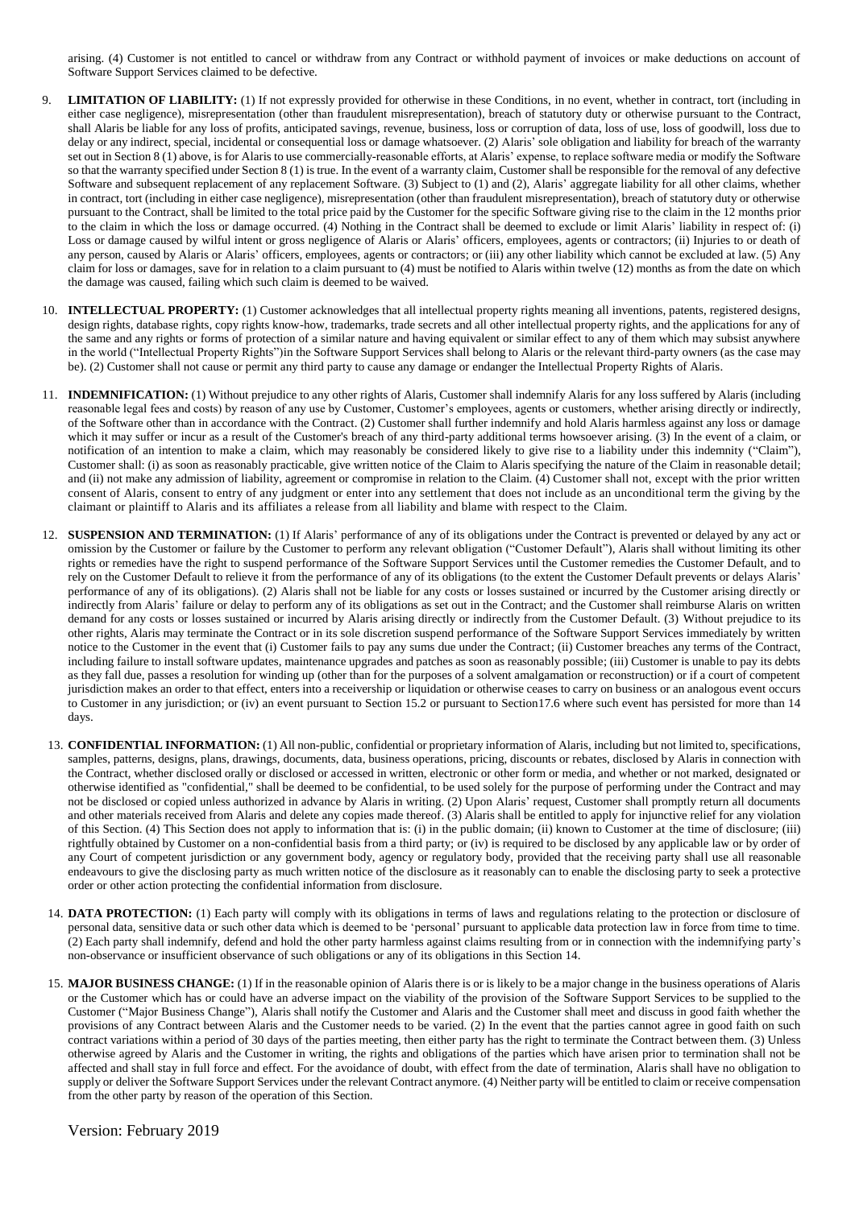arising. (4) Customer is not entitled to cancel or withdraw from any Contract or withhold payment of invoices or make deductions on account of Software Support Services claimed to be defective.

9. **LIMITATION OF LIABILITY:** (1) If not expressly provided for otherwise in these Conditions, in no event, whether in contract, tort (including in either case negligence), misrepresentation (other than fraudulent misrepresentation), breach of statutory duty or otherwise pursuant to the Contract, shall Alaris be liable for any loss of profits, anticipated savings, revenue, business, loss or corruption of data, loss of use, loss of goodwill, loss due to delay or any indirect, special, incidental or consequential loss or damage whatsoever. (2) Alaris' sole obligation and liability for breach of the warranty set out in Section 8 (1) above, is for Alaris to use commercially-reasonable efforts, at Alaris' expense, to replace software media or modify the Software so that the warranty specified under Section 8 (1) is true. In the event of a warranty claim, Customer shall be responsible for the removal of any defective Software and subsequent replacement of any replacement Software. (3) Subject to (1) and (2), Alaris' aggregate liability for all other claims, whether in contract, tort (including in either case negligence), misrepresentation (other than fraudulent misrepresentation), breach of statutory duty or otherwise pursuant to the Contract, shall be limited to the total price paid by the Customer for the specific Software giving rise to the claim in the 12 months prior to the claim in which the loss or damage occurred. (4) Nothing in the Contract shall be deemed to exclude or limit Alaris' liability in respect of: (i) Loss or damage caused by wilful intent or gross negligence of Alaris or Alaris' officers, employees, agents or contractors; (ii) Injuries to or death of any person, caused by Alaris or Alaris' officers, employees, agents or contractors; or (iii) any other liability which cannot be excluded at law. (5) Any claim for loss or damages, save for in relation to a claim pursuant to (4) must be notified to Alaris within twelve (12) months as from the date on which the damage was caused, failing which such claim is deemed to be waived.

10. **INTELLECTUAL PROPERTY:** (1) Customer acknowledges that all intellectual property rights meaning all inventions, patents, registered designs, design rights, database rights, copy rights know-how, trademarks, trade secrets and all other intellectual property rights, and the applications for any of the same and any rights or forms of protection of a similar nature and having equivalent or similar effect to any of them which may subsist anywhere in the world ("Intellectual Property Rights")in the Software Support Services shall belong to Alaris or the relevant third-party owners (as the case may be). (2) Customer shall not cause or permit any third party to cause any damage or endanger the Intellectual Property Rights of Alaris.

11. **INDEMNIFICATION:** (1) Without prejudice to any other rights of Alaris, Customer shall indemnify Alaris for any loss suffered by Alaris (including reasonable legal fees and costs) by reason of any use by Customer, Customer's employees, agents or customers, whether arising directly or indirectly, of the Software other than in accordance with the Contract. (2) Customer shall further indemnify and hold Alaris harmless against any loss or damage which it may suffer or incur as a result of the Customer's breach of any third-party additional terms howsoever arising. (3) In the event of a claim, or notification of an intention to make a claim, which may reasonably be considered likely to give rise to a liability under this indemnity ("Claim"), Customer shall: (i) as soon as reasonably practicable, give written notice of the Claim to Alaris specifying the nature of the Claim in reasonable detail; and (ii) not make any admission of liability, agreement or compromise in relation to the Claim. (4) Customer shall not, except with the prior written consent of Alaris, consent to entry of any judgment or enter into any settlement that does not include as an unconditional term the giving by the claimant or plaintiff to Alaris and its affiliates a release from all liability and blame with respect to the Claim.

12. **SUSPENSION AND TERMINATION:** (1) If Alaris' performance of any of its obligations under the Contract is prevented or delayed by any act or omission by the Customer or failure by the Customer to perform any relevant obligation ("Customer Default"), Alaris shall without limiting its other rights or remedies have the right to suspend performance of the Software Support Services until the Customer remedies the Customer Default, and to rely on the Customer Default to relieve it from the performance of any of its obligations (to the extent the Customer Default prevents or delays Alaris' performance of any of its obligations). (2) Alaris shall not be liable for any costs or losses sustained or incurred by the Customer arising directly or indirectly from Alaris' failure or delay to perform any of its obligations as set out in the Contract; and the Customer shall reimburse Alaris on written demand for any costs or losses sustained or incurred by Alaris arising directly or indirectly from the Customer Default. (3) Without prejudice to its other rights, Alaris may terminate the Contract or in its sole discretion suspend performance of the Software Support Services immediately by written notice to the Customer in the event that (i) Customer fails to pay any sums due under the Contract; (ii) Customer breaches any terms of the Contract, including failure to install software updates, maintenance upgrades and patches as soon as reasonably possible; (iii) Customer is unable to pay its debts as they fall due, passes a resolution for winding up (other than for the purposes of a solvent amalgamation or reconstruction) or if a court of competent jurisdiction makes an order to that effect, enters into a receivership or liquidation or otherwise ceases to carry on business or an analogous event occurs to Customer in any jurisdiction; or (iv) an event pursuant to Section 15.2 or pursuant to Section17.6 where such event has persisted for more than 14 days.

13. **CONFIDENTIAL INFORMATION:** (1) All non-public, confidential or proprietary information of Alaris, including but not limited to, specifications, samples, patterns, designs, plans, drawings, documents, data, business operations, pricing, discounts or rebates, disclosed by Alaris in connection with the Contract, whether disclosed orally or disclosed or accessed in written, electronic or other form or media, and whether or not marked, designated or otherwise identified as "confidential," shall be deemed to be confidential, to be used solely for the purpose of performing under the Contract and may not be disclosed or copied unless authorized in advance by Alaris in writing. (2) Upon Alaris' request, Customer shall promptly return all documents and other materials received from Alaris and delete any copies made thereof. (3) Alaris shall be entitled to apply for injunctive relief for any violation of this Section. (4) This Section does not apply to information that is: (i) in the public domain; (ii) known to Customer at the time of disclosure; (iii) rightfully obtained by Customer on a non-confidential basis from a third party; or (iv) is required to be disclosed by any applicable law or by order of any Court of competent jurisdiction or any government body, agency or regulatory body, provided that the receiving party shall use all reasonable endeavours to give the disclosing party as much written notice of the disclosure as it reasonably can to enable the disclosing party to seek a protective order or other action protecting the confidential information from disclosure.

14. **DATA PROTECTION:** (1) Each party will comply with its obligations in terms of laws and regulations relating to the protection or disclosure of personal data, sensitive data or such other data which is deemed to be 'personal' pursuant to applicable data protection law in force from time to time. (2) Each party shall indemnify, defend and hold the other party harmless against claims resulting from or in connection with the indemnifying party's non-observance or insufficient observance of such obligations or any of its obligations in this Section 14.

15. **MAJOR BUSINESS CHANGE:** (1) If in the reasonable opinion of Alaris there is or is likely to be a major change in the business operations of Alaris or the Customer which has or could have an adverse impact on the viability of the provision of the Software Support Services to be supplied to the Customer ("Major Business Change"), Alaris shall notify the Customer and Alaris and the Customer shall meet and discuss in good faith whether the provisions of any Contract between Alaris and the Customer needs to be varied. (2) In the event that the parties cannot agree in good faith on such contract variations within a period of 30 days of the parties meeting, then either party has the right to terminate the Contract between them. (3) Unless otherwise agreed by Alaris and the Customer in writing, the rights and obligations of the parties which have arisen prior to termination shall not be affected and shall stay in full force and effect. For the avoidance of doubt, with effect from the date of termination, Alaris shall have no obligation to supply or deliver the Software Support Services under the relevant Contract anymore. (4) Neither party will be entitled to claim or receive compensation from the other party by reason of the operation of this Section.

Version: February 2019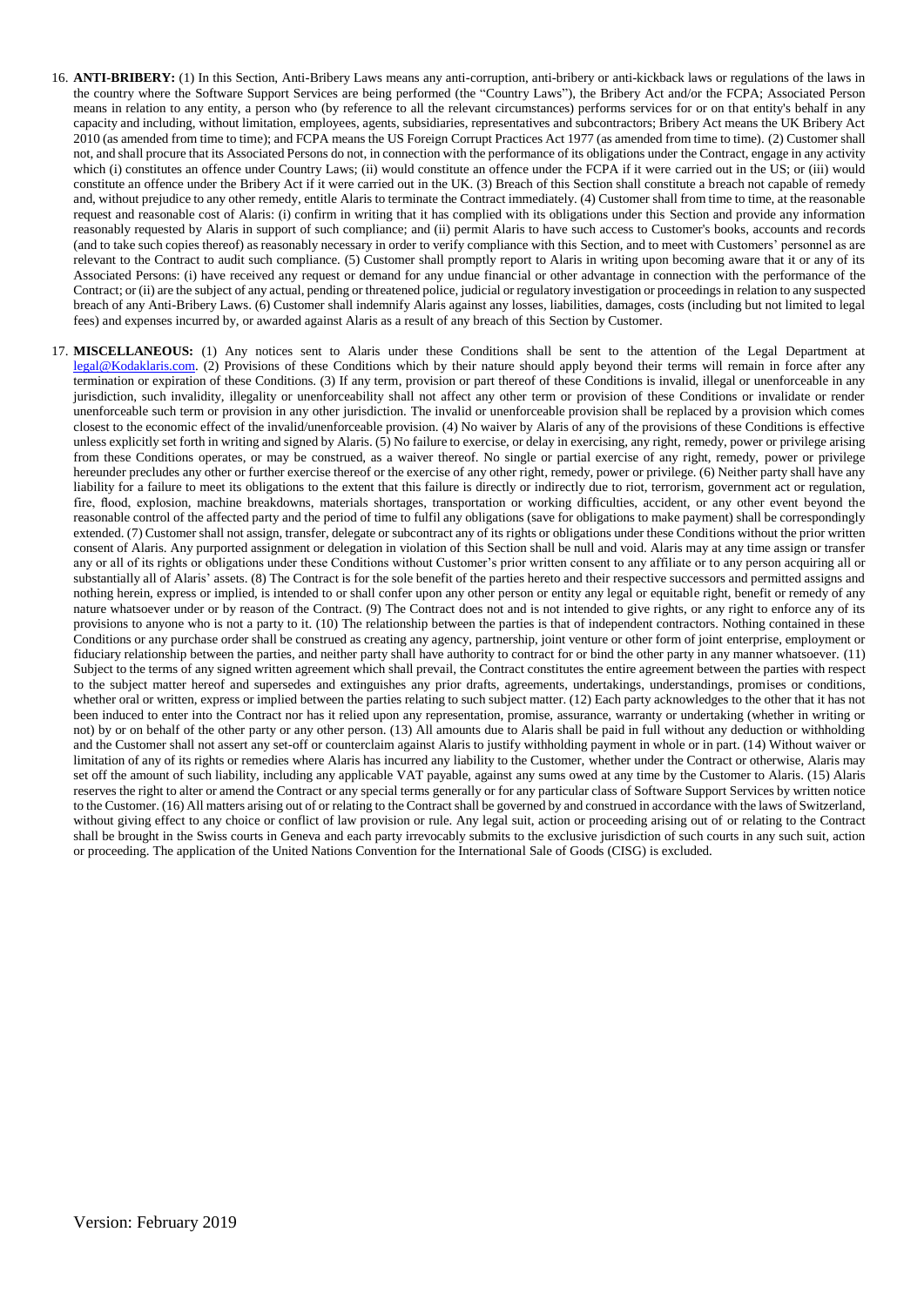16. **ANTI-BRIBERY:** (1) In this Section, Anti-Bribery Laws means any anti-corruption, anti-bribery or anti-kickback laws or regulations of the laws in the country where the Software Support Services are being performed (the "Country Laws"), the Bribery Act and/or the FCPA; Associated Person means in relation to any entity, a person who (by reference to all the relevant circumstances) performs services for or on that entity's behalf in any capacity and including, without limitation, employees, agents, subsidiaries, representatives and subcontractors; Bribery Act means the UK Bribery Act 2010 (as amended from time to time); and FCPA means the US Foreign Corrupt Practices Act 1977 (as amended from time to time). (2) Customer shall not, and shall procure that its Associated Persons do not, in connection with the performance of its obligations under the Contract, engage in any activity which (i) constitutes an offence under Country Laws; (ii) would constitute an offence under the FCPA if it were carried out in the US; or (iii) would constitute an offence under the Bribery Act if it were carried out in the UK. (3) Breach of this Section shall constitute a breach not capable of remedy and, without prejudice to any other remedy, entitle Alaris to terminate the Contract immediately. (4) Customer shall from time to time, at the reasonable request and reasonable cost of Alaris: (i) confirm in writing that it has complied with its obligations under this Section and provide any information reasonably requested by Alaris in support of such compliance; and (ii) permit Alaris to have such access to Customer's books, accounts and records (and to take such copies thereof) as reasonably necessary in order to verify compliance with this Section, and to meet with Customers' personnel as are relevant to the Contract to audit such compliance. (5) Customer shall promptly report to Alaris in writing upon becoming aware that it or any of its Associated Persons: (i) have received any request or demand for any undue financial or other advantage in connection with the performance of the Contract; or (ii) are the subject of any actual, pending or threatened police, judicial or regulatory investigation or proceedings in relation to any suspected breach of any Anti-Bribery Laws. (6) Customer shall indemnify Alaris against any losses, liabilities, damages, costs (including but not limited to legal fees) and expenses incurred by, or awarded against Alaris as a result of any breach of this Section by Customer.

17. **MISCELLANEOUS:** (1) Any notices sent to Alaris under these Conditions shall be sent to the attention of the Legal Department at legal@Kodaklaris.com. (2) Provisions of these Conditions which by their nature should apply beyond their terms will remain in force after any termination or expiration of these Conditions. (3) If any term, provision or part thereof of these Conditions is invalid, illegal or unenforceable in any jurisdiction, such invalidity, illegality or unenforceability shall not affect any other term or provision of these Conditions or invalidate or render unenforceable such term or provision in any other jurisdiction. The invalid or unenforceable provision shall be replaced by a provision which comes closest to the economic effect of the invalid/unenforceable provision. (4) No waiver by Alaris of any of the provisions of these Conditions is effective unless explicitly set forth in writing and signed by Alaris. (5) No failure to exercise, or delay in exercising, any right, remedy, power or privilege arising from these Conditions operates, or may be construed, as a waiver thereof. No single or partial exercise of any right, remedy, power or privilege hereunder precludes any other or further exercise thereof or the exercise of any other right, remedy, power or privilege. (6) Neither party shall have any liability for a failure to meet its obligations to the extent that this failure is directly or indirectly due to riot, terrorism, government act or regulation, fire, flood, explosion, machine breakdowns, materials shortages, transportation or working difficulties, accident, or any other event beyond the reasonable control of the affected party and the period of time to fulfil any obligations (save for obligations to make payment) shall be correspondingly extended. (7) Customer shall not assign, transfer, delegate or subcontract any of its rights or obligations under these Conditions without the prior written consent of Alaris. Any purported assignment or delegation in violation of this Section shall be null and void. Alaris may at any time assign or transfer any or all of its rights or obligations under these Conditions without Customer's prior written consent to any affiliate or to any person acquiring all or substantially all of Alaris' assets. (8) The Contract is for the sole benefit of the parties hereto and their respective successors and permitted assigns and nothing herein, express or implied, is intended to or shall confer upon any other person or entity any legal or equitable right, benefit or remedy of any nature whatsoever under or by reason of the Contract. (9) The Contract does not and is not intended to give rights, or any right to enforce any of its provisions to anyone who is not a party to it. (10) The relationship between the parties is that of independent contractors. Nothing contained in these Conditions or any purchase order shall be construed as creating any agency, partnership, joint venture or other form of joint enterprise, employment or fiduciary relationship between the parties, and neither party shall have authority to contract for or bind the other party in any manner whatsoever. (11) Subject to the terms of any signed written agreement which shall prevail, the Contract constitutes the entire agreement between the parties with respect to the subject matter hereof and supersedes and extinguishes any prior drafts, agreements, undertakings, understandings, promises or conditions, whether oral or written, express or implied between the parties relating to such subject matter. (12) Each party acknowledges to the other that it has not been induced to enter into the Contract nor has it relied upon any representation, promise, assurance, warranty or undertaking (whether in writing or not) by or on behalf of the other party or any other person. (13) All amounts due to Alaris shall be paid in full without any deduction or withholding and the Customer shall not assert any set-off or counterclaim against Alaris to justify withholding payment in whole or in part. (14) Without waiver or limitation of any of its rights or remedies where Alaris has incurred any liability to the Customer, whether under the Contract or otherwise, Alaris may set off the amount of such liability, including any applicable VAT payable, against any sums owed at any time by the Customer to Alaris. (15) Alaris reserves the right to alter or amend the Contract or any special terms generally or for any particular class of Software Support Services by written notice to the Customer. (16) All matters arising out of or relating to the Contract shall be governed by and construed in accordance with the laws of Switzerland, without giving effect to any choice or conflict of law provision or rule. Any legal suit, action or proceeding arising out of or relating to the Contract shall be brought in the Swiss courts in Geneva and each party irrevocably submits to the exclusive jurisdiction of such courts in any such suit, action or proceeding. The application of the United Nations Convention for the International Sale of Goods (CISG) is excluded.

Version: February 2019